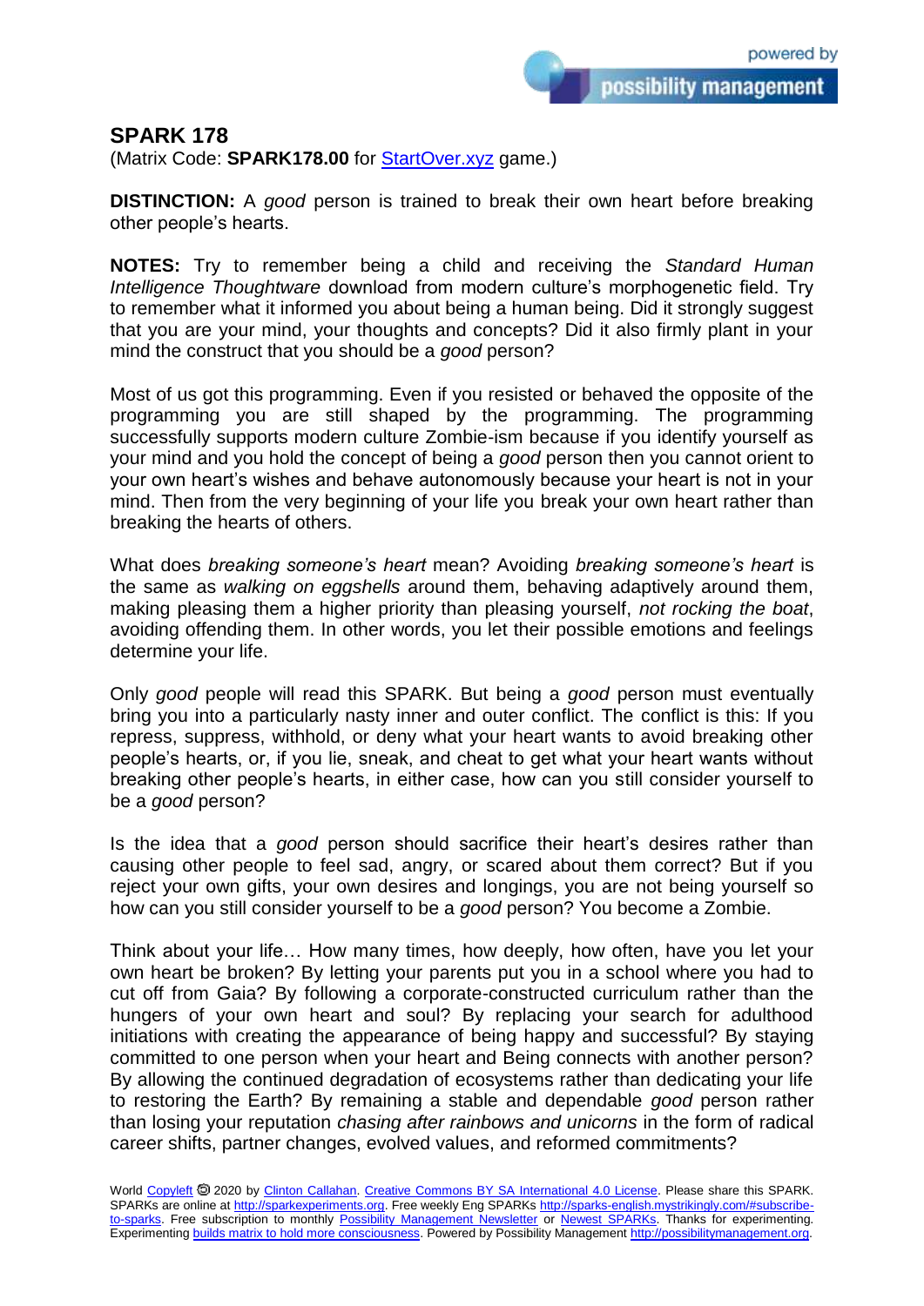## SPARK 178

(Matrix Code: **SPARK178.00** for [StartOver.xyz](StartOver.xyz) game.)

**DISTINCTION:** A *good* person is trained to break their own heart before breaking other people's hearts.

**NOTES:** Try to remember being a child and receiving the *Standard Human Intelligence Thoughtware* download from modern culture's morphogenetic field. Try to remember what it informed you about being a human being. Did it strongly suggest that you are your mind, your thoughts and concepts? Did it also firmly plant in your mind the construct that you should be a *good* person?

Most of us got this programming. Even if you resisted or behaved the opposite of the programming you are still shaped by the programming. The programming successfully supports modern culture Zombie-ism because if you identify yourself as your mind and you hold the concept of being a *good* person then you cannot orient to your own heart's wishes and behave autonomously because your heart is not in your mind. Then from the very beginning of your life you break your own heart rather than breaking the hearts of others.

What does *breaking someone's heart* mean? Avoiding *breaking someone's heart* is the same as *walking on eggshells* around them, behaving adaptively around them, making pleasing them a higher priority than pleasing yourself, *not rocking the boat*, avoiding offending them. In other words, you let their possible emotions and feelings determine your life.

Only *good* people will read this SPARK. But being a *good* person must eventually bring you into a particularly nasty inner and outer conflict. The conflict is this: If you repress, suppress, withhold, or deny what your heart wants to avoid breaking other people's hearts, or, if you lie, sneak, and cheat to get what your heart wants without breaking other people's hearts, in either case, how can you still consider yourself to be a *good* person?

Is the idea that a *good* person should sacrifice their heart's desires rather than causing other people to feel sad, angry, or scared about them correct? But if you reject your own gifts, your own desires and longings, you are not being yourself so how can you still consider yourself to be a *good* person? You become a Zombie.

Think about your life… How many times, how deeply, how often, have you let your own heart be broken? By letting your parents put you in a school where you had to cut off from Gaia? By following a corporate-constructed curriculum rather than the hungers of your own heart and soul? By replacing your search for adulthood initiations with creating the appearance of being happy and successful? By staying committed to one person when your heart and Being connects with another person? By allowing the continued degradation of ecosystems rather than dedicating your life to restoring the Earth? By remaining a stable and dependable *good* person rather than losing your reputation *chasing after rainbows and unicorns* in the form of radical career shifts, partner changes, evolved values, and reformed commitments?

World Copyleft 🄯 2020 by Clinton Callahan. Creative Commons BY SA International 4.0 License. Please share this SPARK. SPARKs are online at http://sparkexperiments.org. Free weekly Eng SPARKs http://sparks-english.mystrikingly.com/#subscribe-to-sparks. Free subscription to monthly Possibility Management Newsletter or Newest SPARKs. Thanks for experimenting. Experimenting builds matrix to hold more consciousness. Powered by Possibility Management http://possibilitymanagement.org.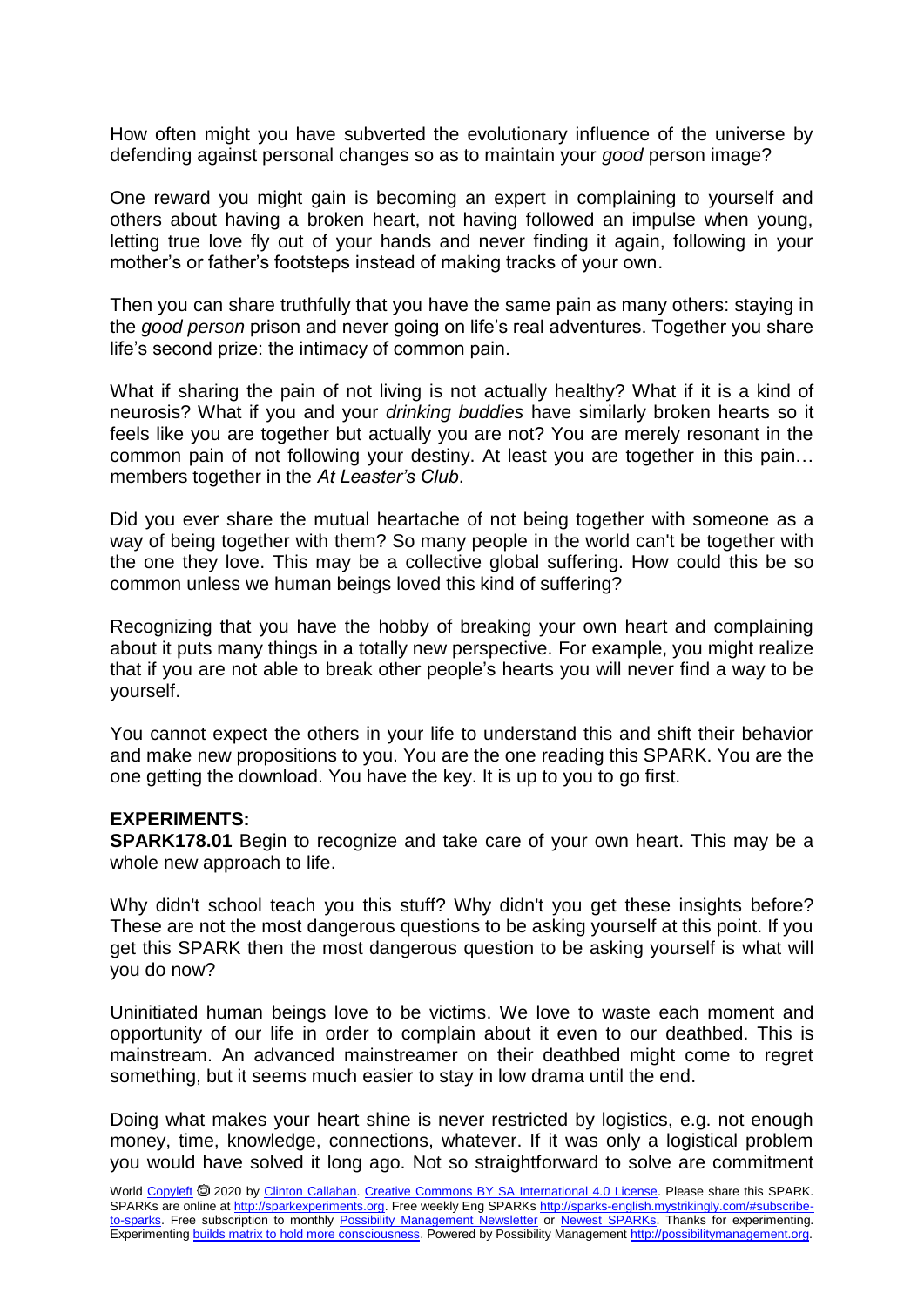How often might you have subverted the evolutionary influence of the universe by defending against personal changes so as to maintain your *good* person image?

One reward you might gain is becoming an expert in complaining to yourself and others about having a broken heart, not having followed an impulse when young, letting true love fly out of your hands and never finding it again, following in your mother's or father's footsteps instead of making tracks of your own.

Then you can share truthfully that you have the same pain as many others: staying in the *good person* prison and never going on life's real adventures. Together you share life's second prize: the intimacy of common pain.

What if sharing the pain of not living is not actually healthy? What if it is a kind of neurosis? What if you and your *drinking buddies* have similarly broken hearts so it feels like you are together but actually you are not? You are merely resonant in the common pain of not following your destiny. At least you are together in this pain… members together in the *At Leaster's Club*.

Did you ever share the mutual heartache of not being together with someone as a way of being together with them? So many people in the world can't be together with the one they love. This may be a collective global suffering. How could this be so common unless we human beings loved this kind of suffering?

Recognizing that you have the hobby of breaking your own heart and complaining about it puts many things in a totally new perspective. For example, you might realize that if you are not able to break other people's hearts you will never find a way to be yourself.

You cannot expect the others in your life to understand this and shift their behavior and make new propositions to you. You are the one reading this SPARK. You are the one getting the download. You have the key. It is up to you to go first.

**EXPERIMENTS:**
**SPARK178.01** Begin to recognize and take care of your own heart. This may be a whole new approach to life.

Why didn't school teach you this stuff? Why didn't you get these insights before? These are not the most dangerous questions to be asking yourself at this point. If you get this SPARK then the most dangerous question to be asking yourself is what will you do now?

Uninitiated human beings love to be victims. We love to waste each moment and opportunity of our life in order to complain about it even to our deathbed. This is mainstream. An advanced mainstreamer on their deathbed might come to regret something, but it seems much easier to stay in low drama until the end.

Doing what makes your heart shine is never restricted by logistics, e.g. not enough money, time, knowledge, connections, whatever. If it was only a logistical problem you would have solved it long ago. Not so straightforward to solve are commitment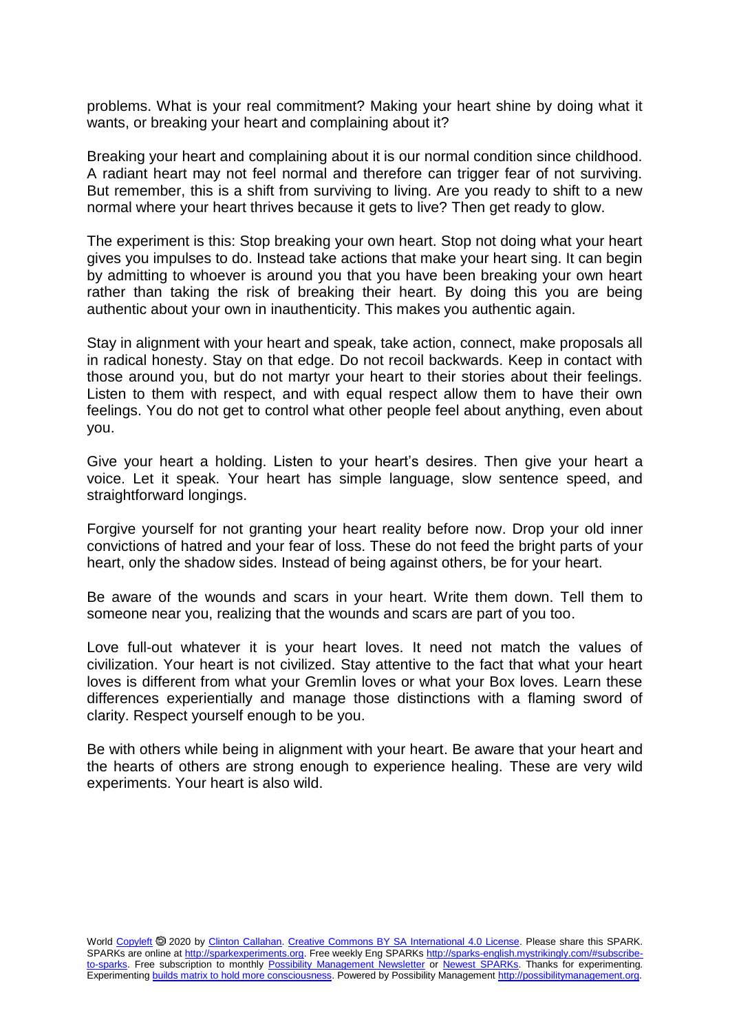problems. What is your real commitment? Making your heart shine by doing what it wants, or breaking your heart and complaining about it?

Breaking your heart and complaining about it is our normal condition since childhood. A radiant heart may not feel normal and therefore can trigger fear of not surviving. But remember, this is a shift from surviving to living. Are you ready to shift to a new normal where your heart thrives because it gets to live? Then get ready to glow.

The experiment is this: Stop breaking your own heart. Stop not doing what your heart gives you impulses to do. Instead take actions that make your heart sing. It can begin by admitting to whoever is around you that you have been breaking your own heart rather than taking the risk of breaking their heart. By doing this you are being authentic about your own in inauthenticity. This makes you authentic again.

Stay in alignment with your heart and speak, take action, connect, make proposals all in radical honesty. Stay on that edge. Do not recoil backwards. Keep in contact with those around you, but do not martyr your heart to their stories about their feelings. Listen to them with respect, and with equal respect allow them to have their own feelings. You do not get to control what other people feel about anything, even about you.

Give your heart a holding. Listen to your heart's desires. Then give your heart a voice. Let it speak. Your heart has simple language, slow sentence speed, and straightforward longings.

Forgive yourself for not granting your heart reality before now. Drop your old inner convictions of hatred and your fear of loss. These do not feed the bright parts of your heart, only the shadow sides. Instead of being against others, be for your heart.

Be aware of the wounds and scars in your heart. Write them down. Tell them to someone near you, realizing that the wounds and scars are part of you too.

Love full-out whatever it is your heart loves. It need not match the values of civilization. Your heart is not civilized. Stay attentive to the fact that what your heart loves is different from what your Gremlin loves or what your Box loves. Learn these differences experientially and manage those distinctions with a flaming sword of clarity. Respect yourself enough to be you.

Be with others while being in alignment with your heart. Be aware that your heart and the hearts of others are strong enough to experience healing. These are very wild experiments. Your heart is also wild.

World Copyleft 🄯 2020 by Clinton Callahan. Creative Commons BY SA International 4.0 License. Please share this SPARK. SPARKs are online at http://sparkexperiments.org. Free weekly Eng SPARKs http://sparks-english.mystrikingly.com/#subscribe-to-sparks. Free subscription to monthly Possibility Management Newsletter or Newest SPARKs. Thanks for experimenting. Experimenting builds matrix to hold more consciousness. Powered by Possibility Management http://possibilitymanagement.org.